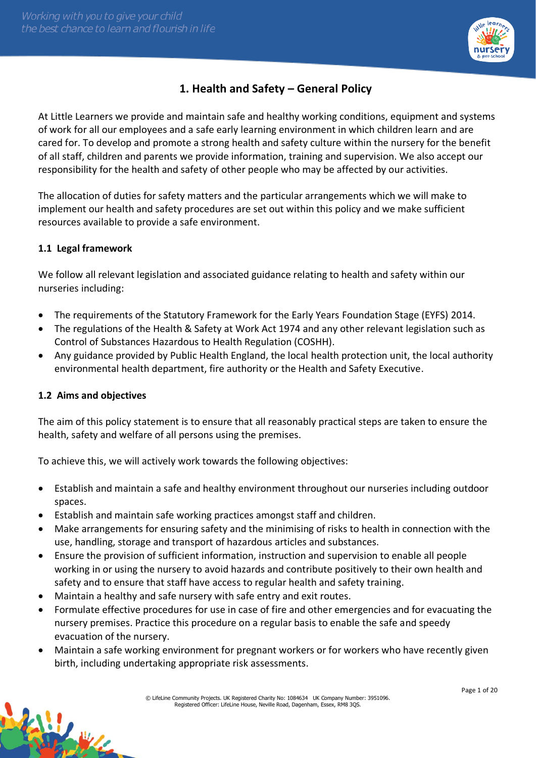# 1. Health and Safety – General Policy

At Little Learners we provide and maintain safe and healthy working conditions, equipment and systems of work for all our employees and a safe early learning environment in which children learn and are cared for. To develop and promote a strong health and safety culture within the nursery for the benefit of all staff, children and parents we provide information, training and supervision. We also accept our responsibility for the health and safety of other people who may be affected by our activities.

The allocation of duties for safety matters and the particular arrangements which we will make to implement our health and safety procedures are set out within this policy and we make sufficient resources available to provide a safe environment.

## 1.1 Legal framework

We follow all relevant legislation and associated guidance relating to health and safety within our nurseries including:

- The requirements of the Statutory Framework for the Early Years Foundation Stage (EYFS) 2014.
- The regulations of the Health & Safety at Work Act 1974 and any other relevant legislation such as Control of Substances Hazardous to Health Regulation (COSHH).
- Any guidance provided by Public Health England, the local health protection unit, the local authority environmental health department, fire authority or the Health and Safety Executive.

## 1.2 Aims and objectives

The aim of this policy statement is to ensure that all reasonably practical steps are taken to ensure the health, safety and welfare of all persons using the premises.

To achieve this, we will actively work towards the following objectives:

- Establish and maintain a safe and healthy environment throughout our nurseries including outdoor spaces.
- Establish and maintain safe working practices amongst staff and children.
- Make arrangements for ensuring safety and the minimising of risks to health in connection with the use, handling, storage and transport of hazardous articles and substances.
- Ensure the provision of sufficient information, instruction and supervision to enable all people working in or using the nursery to avoid hazards and contribute positively to their own health and safety and to ensure that staff have access to regular health and safety training.
- Maintain a healthy and safe nursery with safe entry and exit routes.
- Formulate effective procedures for use in case of fire and other emergencies and for evacuating the nursery premises. Practice this procedure on a regular basis to enable the safe and speedy evacuation of the nursery.
- Maintain a safe working environment for pregnant workers or for workers who have recently given birth, including undertaking appropriate risk assessments.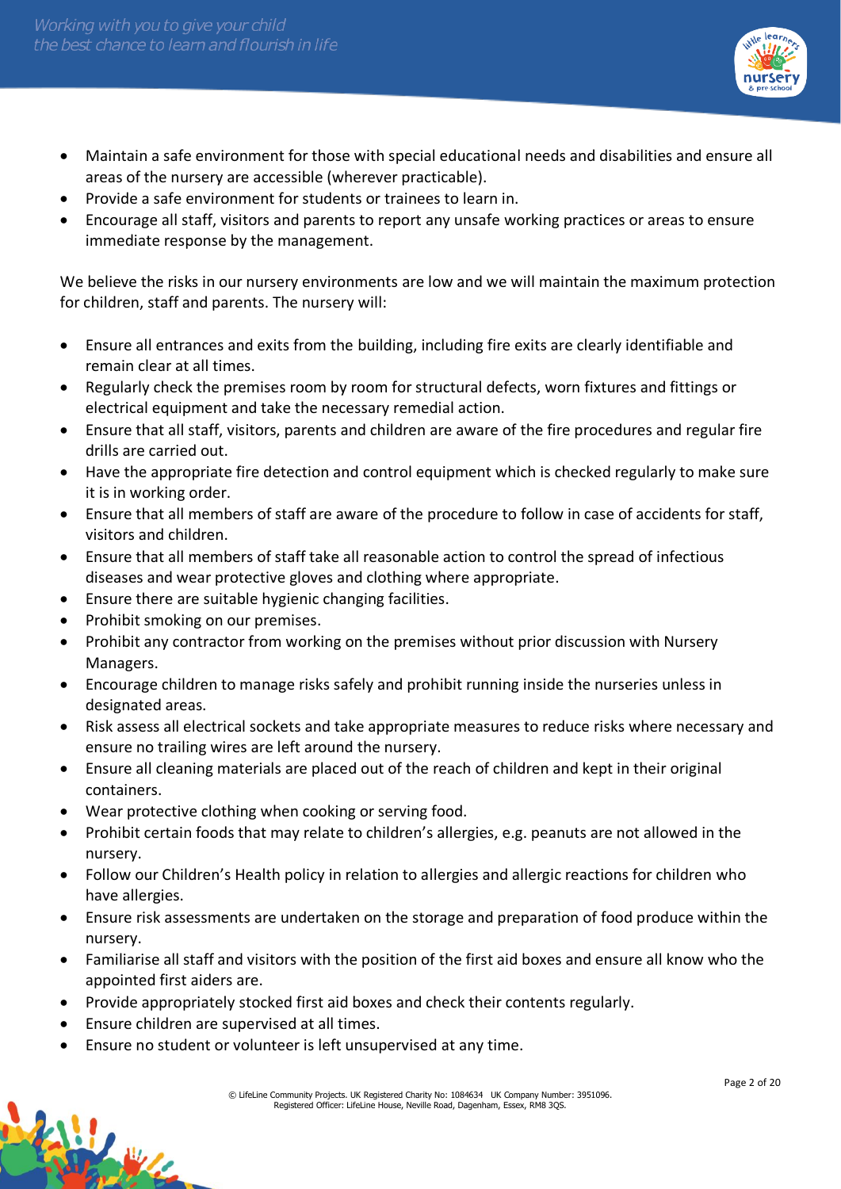- Maintain a safe environment for those with special educational needs and disabilities and ensure all areas of the nursery are accessible (wherever practicable).
- Provide a safe environment for students or trainees to learn in.
- Encourage all staff, visitors and parents to report any unsafe working practices or areas to ensure immediate response by the management.

We believe the risks in our nursery environments are low and we will maintain the maximum protection for children, staff and parents. The nursery will:

- Ensure all entrances and exits from the building, including fire exits are clearly identifiable and remain clear at all times.
- Regularly check the premises room by room for structural defects, worn fixtures and fittings or electrical equipment and take the necessary remedial action.
- Ensure that all staff, visitors, parents and children are aware of the fire procedures and regular fire drills are carried out.
- Have the appropriate fire detection and control equipment which is checked regularly to make sure it is in working order.
- Ensure that all members of staff are aware of the procedure to follow in case of accidents for staff, visitors and children.
- Ensure that all members of staff take all reasonable action to control the spread of infectious diseases and wear protective gloves and clothing where appropriate.
- Ensure there are suitable hygienic changing facilities.
- Prohibit smoking on our premises.
- Prohibit any contractor from working on the premises without prior discussion with Nursery Managers.
- Encourage children to manage risks safely and prohibit running inside the nurseries unless in designated areas.
- Risk assess all electrical sockets and take appropriate measures to reduce risks where necessary and ensure no trailing wires are left around the nursery.
- Ensure all cleaning materials are placed out of the reach of children and kept in their original containers.
- Wear protective clothing when cooking or serving food.
- Prohibit certain foods that may relate to children's allergies, e.g. peanuts are not allowed in the nursery.
- Follow our Children's Health policy in relation to allergies and allergic reactions for children who have allergies.
- Ensure risk assessments are undertaken on the storage and preparation of food produce within the nursery.
- Familiarise all staff and visitors with the position of the first aid boxes and ensure all know who the appointed first aiders are.
- Provide appropriately stocked first aid boxes and check their contents regularly.
- Ensure children are supervised at all times.
- Ensure no student or volunteer is left unsupervised at any time.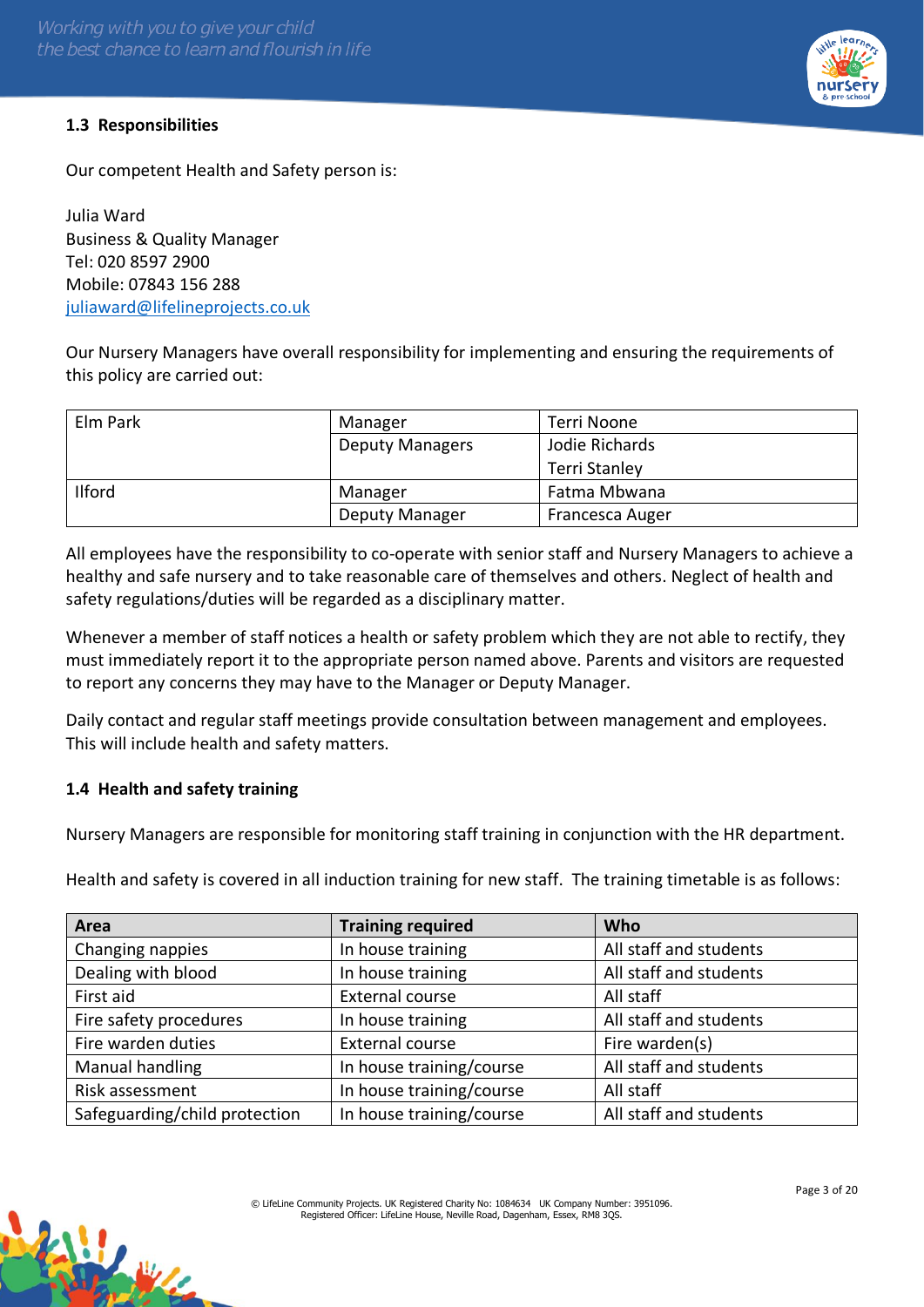### 1.3 Responsibilities

Our competent Health and Safety person is:

Julia Ward
Business & Quality Manager
Tel: 020 8597 2900
Mobile: 07843 156 288
juliaward@lifelineprojects.co.uk

Our Nursery Managers have overall responsibility for implementing and ensuring the requirements of this policy are carried out:

| | | |
|---|---|---|
| Elm Park | Manager | Terri Noone |
| | Deputy Managers | Jodie Richards<br>Terri Stanley |
| Ilford | Manager | Fatma Mbwana |
| | Deputy Manager | Francesca Auger |

All employees have the responsibility to co-operate with senior staff and Nursery Managers to achieve a healthy and safe nursery and to take reasonable care of themselves and others. Neglect of health and safety regulations/duties will be regarded as a disciplinary matter.

Whenever a member of staff notices a health or safety problem which they are not able to rectify, they must immediately report it to the appropriate person named above. Parents and visitors are requested to report any concerns they may have to the Manager or Deputy Manager.

Daily contact and regular staff meetings provide consultation between management and employees. This will include health and safety matters.

### 1.4 Health and safety training

Nursery Managers are responsible for monitoring staff training in conjunction with the HR department.

Health and safety is covered in all induction training for new staff. The training timetable is as follows:

| Area | Training required | Who |
|---|---|---|
| Changing nappies | In house training | All staff and students |
| Dealing with blood | In house training | All staff and students |
| First aid | External course | All staff |
| Fire safety procedures | In house training | All staff and students |
| Fire warden duties | External course | Fire warden(s) |
| Manual handling | In house training/course | All staff and students |
| Risk assessment | In house training/course | All staff |
| Safeguarding/child protection | In house training/course | All staff and students |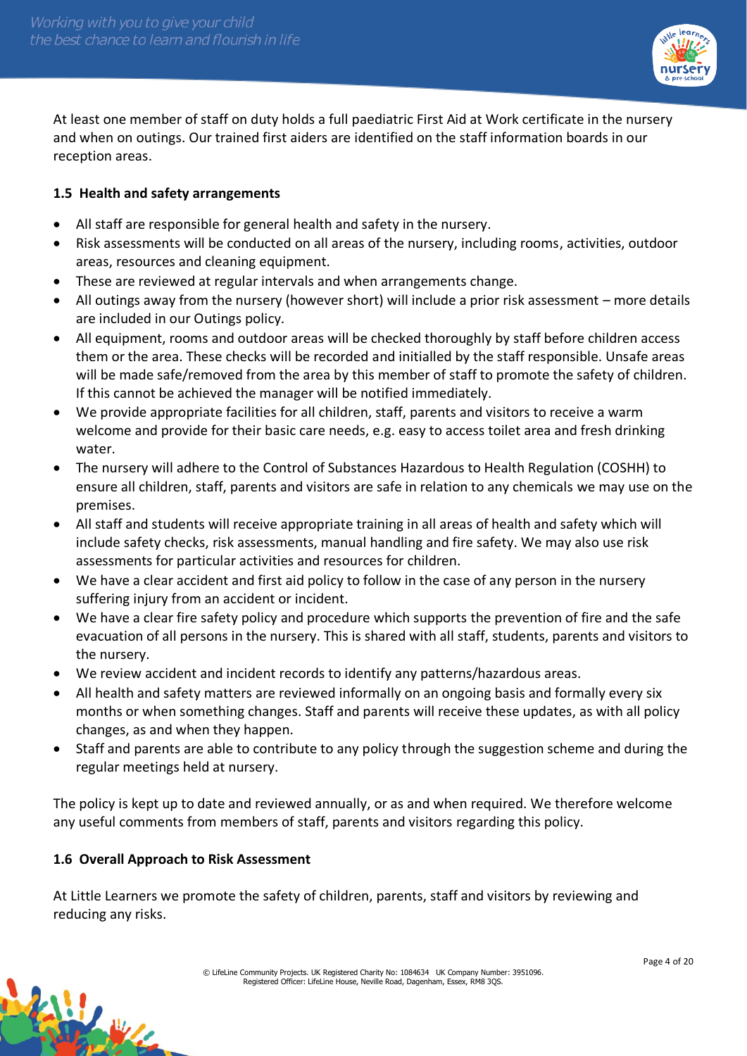At least one member of staff on duty holds a full paediatric First Aid at Work certificate in the nursery and when on outings. Our trained first aiders are identified on the staff information boards in our reception areas.

### 1.5 Health and safety arrangements

- All staff are responsible for general health and safety in the nursery.
- Risk assessments will be conducted on all areas of the nursery, including rooms, activities, outdoor areas, resources and cleaning equipment.
- These are reviewed at regular intervals and when arrangements change.
- All outings away from the nursery (however short) will include a prior risk assessment – more details are included in our Outings policy.
- All equipment, rooms and outdoor areas will be checked thoroughly by staff before children access them or the area. These checks will be recorded and initialled by the staff responsible. Unsafe areas will be made safe/removed from the area by this member of staff to promote the safety of children. If this cannot be achieved the manager will be notified immediately.
- We provide appropriate facilities for all children, staff, parents and visitors to receive a warm welcome and provide for their basic care needs, e.g. easy to access toilet area and fresh drinking water.
- The nursery will adhere to the Control of Substances Hazardous to Health Regulation (COSHH) to ensure all children, staff, parents and visitors are safe in relation to any chemicals we may use on the premises.
- All staff and students will receive appropriate training in all areas of health and safety which will include safety checks, risk assessments, manual handling and fire safety. We may also use risk assessments for particular activities and resources for children.
- We have a clear accident and first aid policy to follow in the case of any person in the nursery suffering injury from an accident or incident.
- We have a clear fire safety policy and procedure which supports the prevention of fire and the safe evacuation of all persons in the nursery. This is shared with all staff, students, parents and visitors to the nursery.
- We review accident and incident records to identify any patterns/hazardous areas.
- All health and safety matters are reviewed informally on an ongoing basis and formally every six months or when something changes. Staff and parents will receive these updates, as with all policy changes, as and when they happen.
- Staff and parents are able to contribute to any policy through the suggestion scheme and during the regular meetings held at nursery.

The policy is kept up to date and reviewed annually, or as and when required. We therefore welcome any useful comments from members of staff, parents and visitors regarding this policy.

### 1.6 Overall Approach to Risk Assessment

At Little Learners we promote the safety of children, parents, staff and visitors by reviewing and reducing any risks.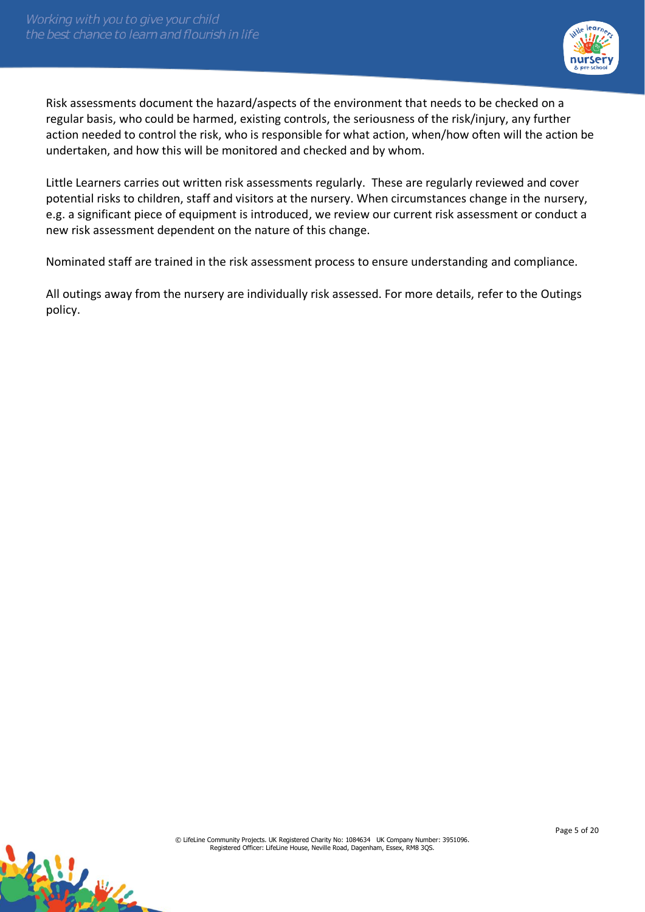Risk assessments document the hazard/aspects of the environment that needs to be checked on a regular basis, who could be harmed, existing controls, the seriousness of the risk/injury, any further action needed to control the risk, who is responsible for what action, when/how often will the action be undertaken, and how this will be monitored and checked and by whom.

Little Learners carries out written risk assessments regularly. These are regularly reviewed and cover potential risks to children, staff and visitors at the nursery. When circumstances change in the nursery, e.g. a significant piece of equipment is introduced, we review our current risk assessment or conduct a new risk assessment dependent on the nature of this change.

Nominated staff are trained in the risk assessment process to ensure understanding and compliance.

All outings away from the nursery are individually risk assessed. For more details, refer to the Outings policy.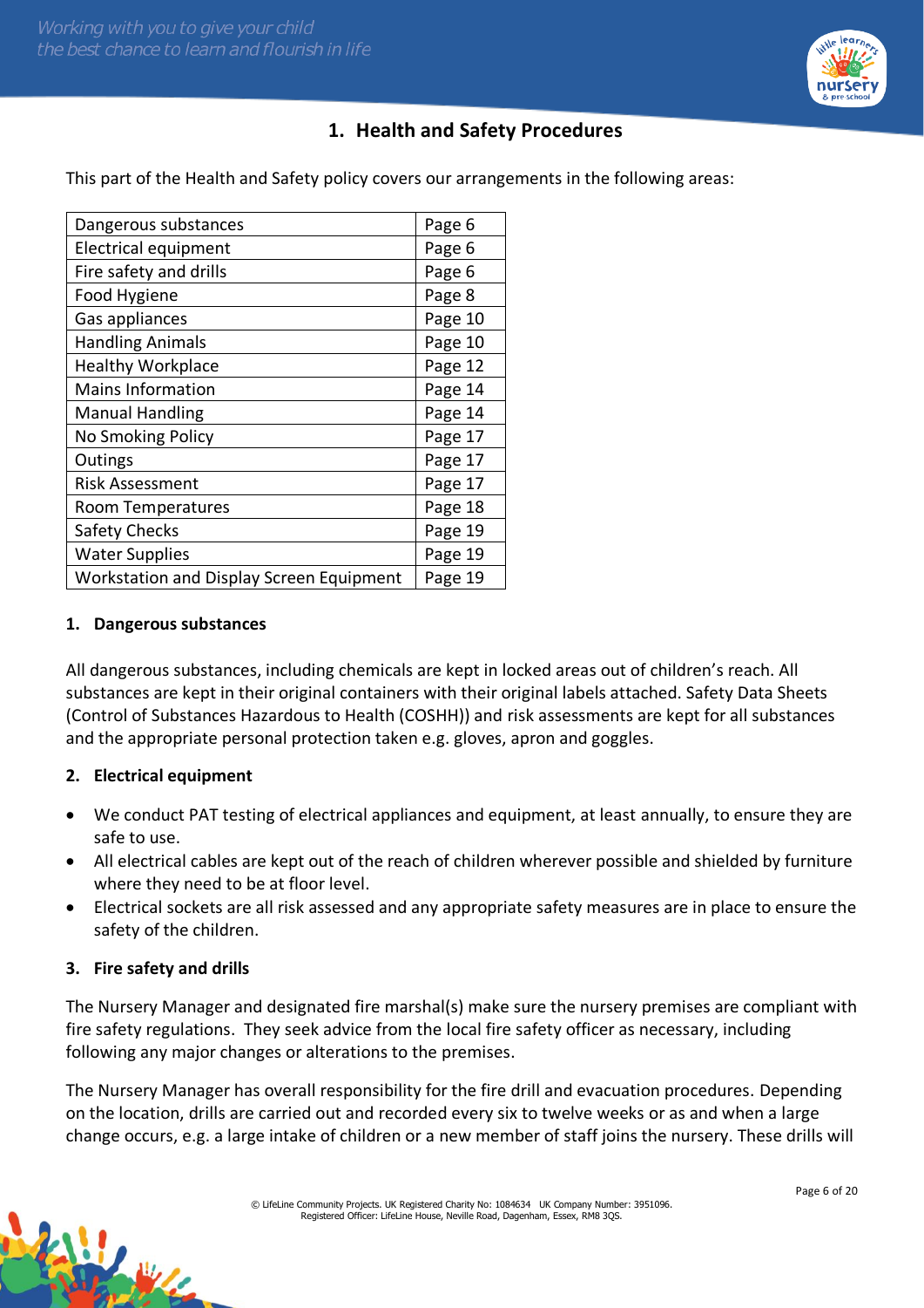# 1. Health and Safety Procedures

This part of the Health and Safety policy covers our arrangements in the following areas:

| | |
|---|---|
| Dangerous substances | Page 6 |
| Electrical equipment | Page 6 |
| Fire safety and drills | Page 6 |
| Food Hygiene | Page 8 |
| Gas appliances | Page 10 |
| Handling Animals | Page 10 |
| Healthy Workplace | Page 12 |
| Mains Information | Page 14 |
| Manual Handling | Page 14 |
| No Smoking Policy | Page 17 |
| Outings | Page 17 |
| Risk Assessment | Page 17 |
| Room Temperatures | Page 18 |
| Safety Checks | Page 19 |
| Water Supplies | Page 19 |
| Workstation and Display Screen Equipment | Page 19 |

## 1. Dangerous substances

All dangerous substances, including chemicals are kept in locked areas out of children's reach. All substances are kept in their original containers with their original labels attached. Safety Data Sheets (Control of Substances Hazardous to Health (COSHH)) and risk assessments are kept for all substances and the appropriate personal protection taken e.g. gloves, apron and goggles.

## 2. Electrical equipment

- We conduct PAT testing of electrical appliances and equipment, at least annually, to ensure they are safe to use.
- All electrical cables are kept out of the reach of children wherever possible and shielded by furniture where they need to be at floor level.
- Electrical sockets are all risk assessed and any appropriate safety measures are in place to ensure the safety of the children.

## 3. Fire safety and drills

The Nursery Manager and designated fire marshal(s) make sure the nursery premises are compliant with fire safety regulations. They seek advice from the local fire safety officer as necessary, including following any major changes or alterations to the premises.

The Nursery Manager has overall responsibility for the fire drill and evacuation procedures. Depending on the location, drills are carried out and recorded every six to twelve weeks or as and when a large change occurs, e.g. a large intake of children or a new member of staff joins the nursery. These drills will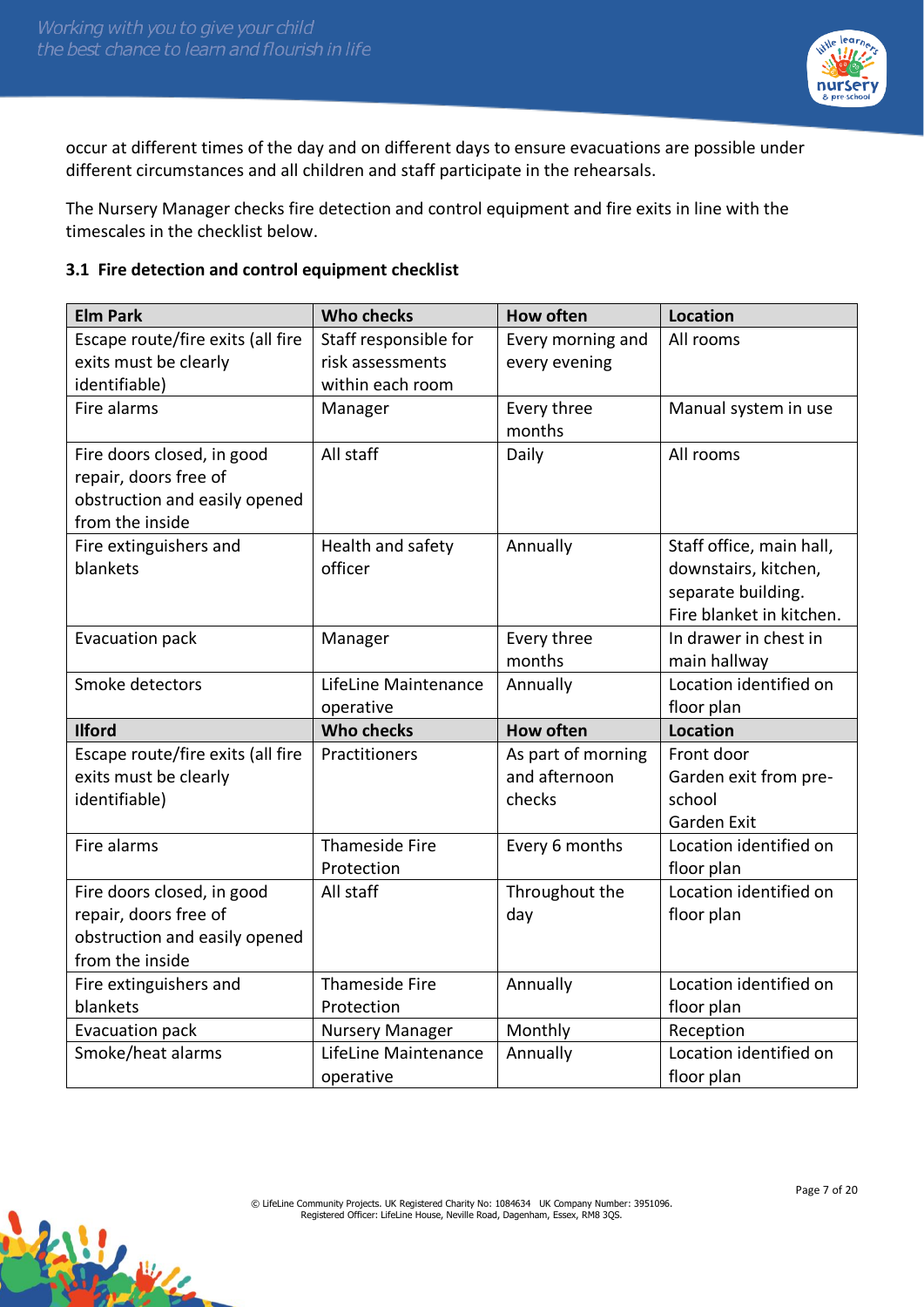occur at different times of the day and on different days to ensure evacuations are possible under different circumstances and all children and staff participate in the rehearsals.

The Nursery Manager checks fire detection and control equipment and fire exits in line with the timescales in the checklist below.

### 3.1 Fire detection and control equipment checklist

| Elm Park | Who checks | How often | Location |
|---|---|---|---|
| Escape route/fire exits (all fire exits must be clearly identifiable) | Staff responsible for risk assessments within each room | Every morning and every evening | All rooms |
| Fire alarms | Manager | Every three months | Manual system in use |
| Fire doors closed, in good repair, doors free of obstruction and easily opened from the inside | All staff | Daily | All rooms |
| Fire extinguishers and blankets | Health and safety officer | Annually | Staff office, main hall, downstairs, kitchen, separate building. Fire blanket in kitchen. |
| Evacuation pack | Manager | Every three months | In drawer in chest in main hallway |
| Smoke detectors | LifeLine Maintenance operative | Annually | Location identified on floor plan |
| **Ilford** | **Who checks** | **How often** | **Location** |
| Escape route/fire exits (all fire exits must be clearly identifiable) | Practitioners | As part of morning and afternoon checks | Front door<br>Garden exit from pre-school<br>Garden Exit |
| Fire alarms | Thameside Fire Protection | Every 6 months | Location identified on floor plan |
| Fire doors closed, in good repair, doors free of obstruction and easily opened from the inside | All staff | Throughout the day | Location identified on floor plan |
| Fire extinguishers and blankets | Thameside Fire Protection | Annually | Location identified on floor plan |
| Evacuation pack | Nursery Manager | Monthly | Reception |
| Smoke/heat alarms | LifeLine Maintenance operative | Annually | Location identified on floor plan |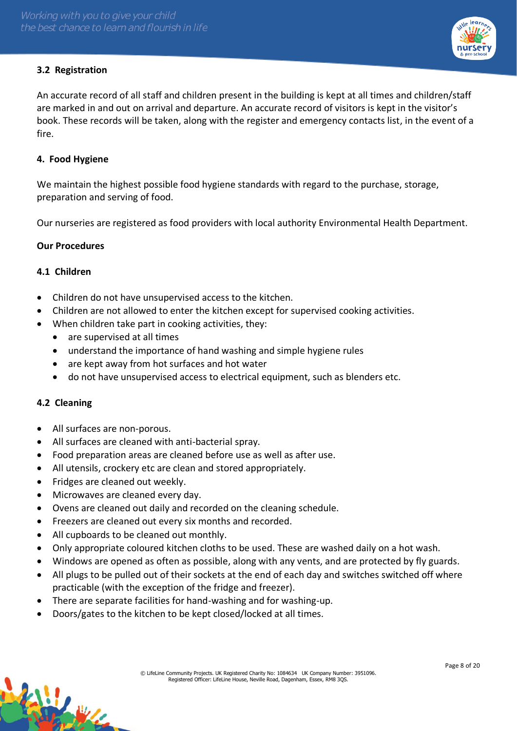### 3.2 Registration

An accurate record of all staff and children present in the building is kept at all times and children/staff are marked in and out on arrival and departure. An accurate record of visitors is kept in the visitor's book. These records will be taken, along with the register and emergency contacts list, in the event of a fire.

## 4. Food Hygiene

We maintain the highest possible food hygiene standards with regard to the purchase, storage, preparation and serving of food.

Our nurseries are registered as food providers with local authority Environmental Health Department.

**Our Procedures**

### 4.1 Children

- Children do not have unsupervised access to the kitchen.
- Children are not allowed to enter the kitchen except for supervised cooking activities.
- When children take part in cooking activities, they:
    - are supervised at all times
    - understand the importance of hand washing and simple hygiene rules
    - are kept away from hot surfaces and hot water
    - do not have unsupervised access to electrical equipment, such as blenders etc.

### 4.2 Cleaning

- All surfaces are non-porous.
- All surfaces are cleaned with anti-bacterial spray.
- Food preparation areas are cleaned before use as well as after use.
- All utensils, crockery etc are clean and stored appropriately.
- Fridges are cleaned out weekly.
- Microwaves are cleaned every day.
- Ovens are cleaned out daily and recorded on the cleaning schedule.
- Freezers are cleaned out every six months and recorded.
- All cupboards to be cleaned out monthly.
- Only appropriate coloured kitchen cloths to be used. These are washed daily on a hot wash.
- Windows are opened as often as possible, along with any vents, and are protected by fly guards.
- All plugs to be pulled out of their sockets at the end of each day and switches switched off where practicable (with the exception of the fridge and freezer).
- There are separate facilities for hand-washing and for washing-up.
- Doors/gates to the kitchen to be kept closed/locked at all times.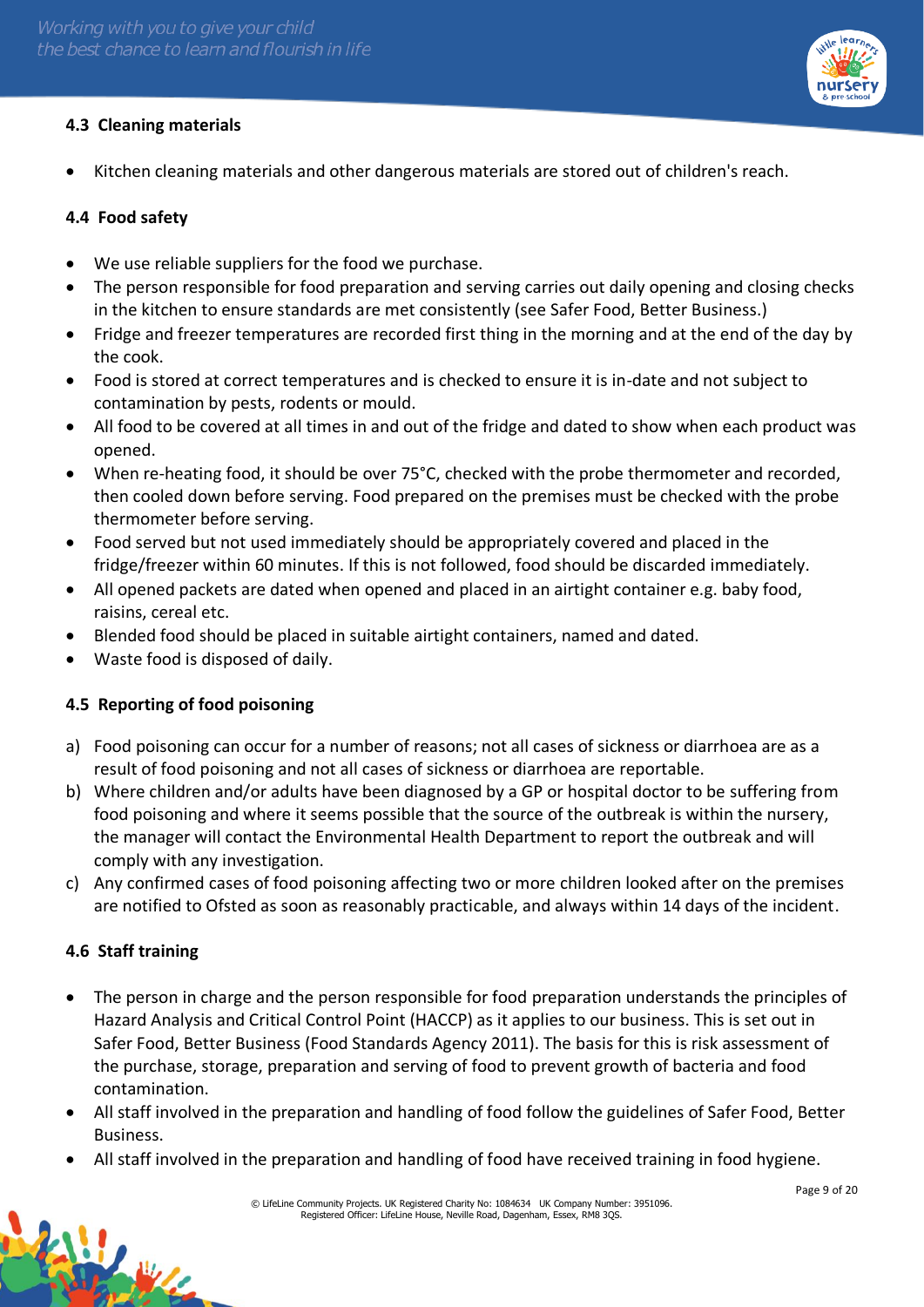### 4.3 Cleaning materials

- Kitchen cleaning materials and other dangerous materials are stored out of children's reach.

### 4.4 Food safety

- We use reliable suppliers for the food we purchase.
- The person responsible for food preparation and serving carries out daily opening and closing checks in the kitchen to ensure standards are met consistently (see Safer Food, Better Business.)
- Fridge and freezer temperatures are recorded first thing in the morning and at the end of the day by the cook.
- Food is stored at correct temperatures and is checked to ensure it is in-date and not subject to contamination by pests, rodents or mould.
- All food to be covered at all times in and out of the fridge and dated to show when each product was opened.
- When re-heating food, it should be over 75°C, checked with the probe thermometer and recorded, then cooled down before serving. Food prepared on the premises must be checked with the probe thermometer before serving.
- Food served but not used immediately should be appropriately covered and placed in the fridge/freezer within 60 minutes. If this is not followed, food should be discarded immediately.
- All opened packets are dated when opened and placed in an airtight container e.g. baby food, raisins, cereal etc.
- Blended food should be placed in suitable airtight containers, named and dated.
- Waste food is disposed of daily.

### 4.5 Reporting of food poisoning

a) Food poisoning can occur for a number of reasons; not all cases of sickness or diarrhoea are as a result of food poisoning and not all cases of sickness or diarrhoea are reportable.

b) Where children and/or adults have been diagnosed by a GP or hospital doctor to be suffering from food poisoning and where it seems possible that the source of the outbreak is within the nursery, the manager will contact the Environmental Health Department to report the outbreak and will comply with any investigation.

c) Any confirmed cases of food poisoning affecting two or more children looked after on the premises are notified to Ofsted as soon as reasonably practicable, and always within 14 days of the incident.

### 4.6 Staff training

- The person in charge and the person responsible for food preparation understands the principles of Hazard Analysis and Critical Control Point (HACCP) as it applies to our business. This is set out in Safer Food, Better Business (Food Standards Agency 2011). The basis for this is risk assessment of the purchase, storage, preparation and serving of food to prevent growth of bacteria and food contamination.
- All staff involved in the preparation and handling of food follow the guidelines of Safer Food, Better Business.
- All staff involved in the preparation and handling of food have received training in food hygiene.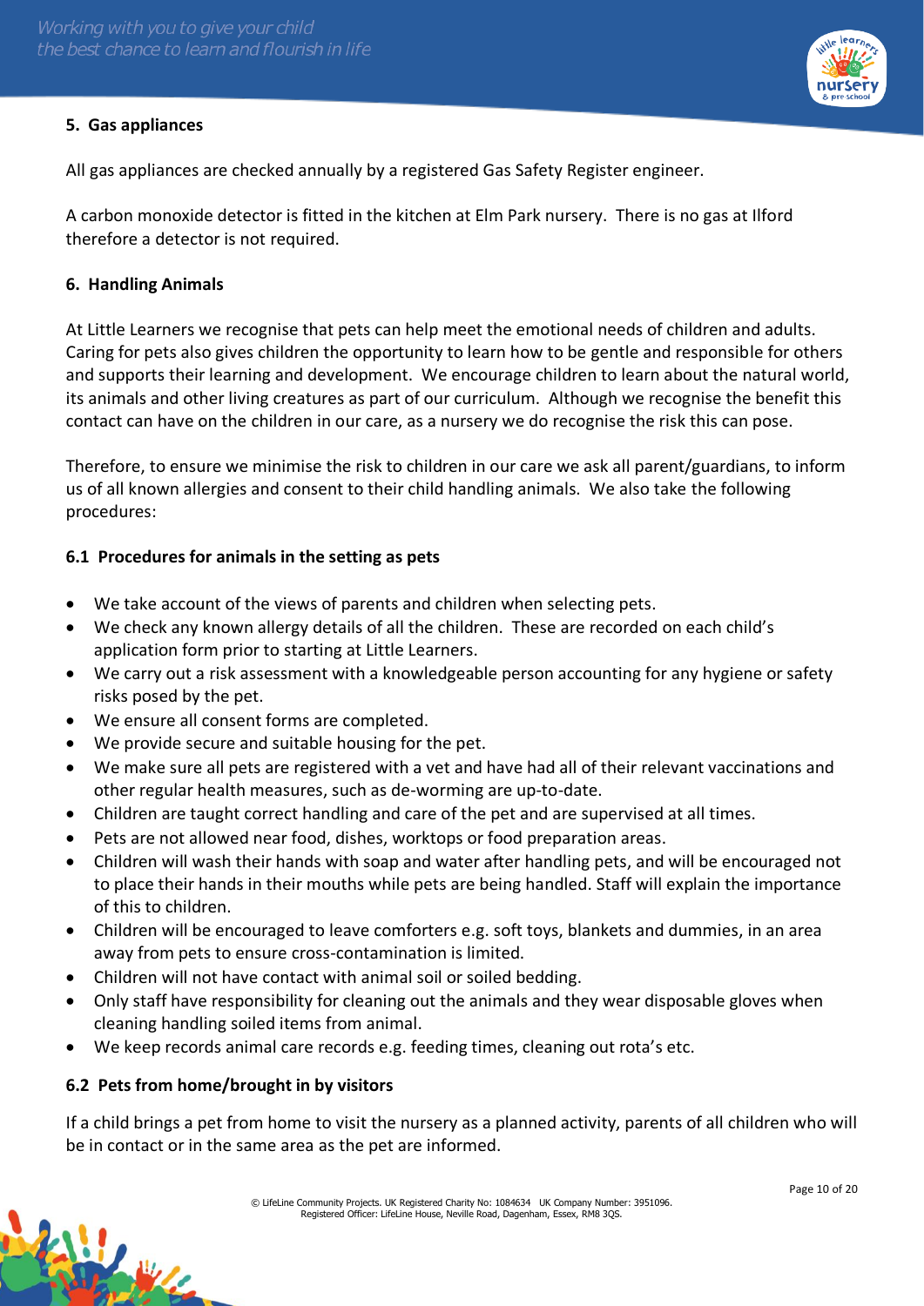## 5. Gas appliances

All gas appliances are checked annually by a registered Gas Safety Register engineer.

A carbon monoxide detector is fitted in the kitchen at Elm Park nursery. There is no gas at Ilford therefore a detector is not required.

## 6. Handling Animals

At Little Learners we recognise that pets can help meet the emotional needs of children and adults. Caring for pets also gives children the opportunity to learn how to be gentle and responsible for others and supports their learning and development. We encourage children to learn about the natural world, its animals and other living creatures as part of our curriculum. Although we recognise the benefit this contact can have on the children in our care, as a nursery we do recognise the risk this can pose.

Therefore, to ensure we minimise the risk to children in our care we ask all parent/guardians, to inform us of all known allergies and consent to their child handling animals. We also take the following procedures:

### 6.1 Procedures for animals in the setting as pets

- We take account of the views of parents and children when selecting pets.
- We check any known allergy details of all the children. These are recorded on each child's application form prior to starting at Little Learners.
- We carry out a risk assessment with a knowledgeable person accounting for any hygiene or safety risks posed by the pet.
- We ensure all consent forms are completed.
- We provide secure and suitable housing for the pet.
- We make sure all pets are registered with a vet and have had all of their relevant vaccinations and other regular health measures, such as de-worming are up-to-date.
- Children are taught correct handling and care of the pet and are supervised at all times.
- Pets are not allowed near food, dishes, worktops or food preparation areas.
- Children will wash their hands with soap and water after handling pets, and will be encouraged not to place their hands in their mouths while pets are being handled. Staff will explain the importance of this to children.
- Children will be encouraged to leave comforters e.g. soft toys, blankets and dummies, in an area away from pets to ensure cross-contamination is limited.
- Children will not have contact with animal soil or soiled bedding.
- Only staff have responsibility for cleaning out the animals and they wear disposable gloves when cleaning handling soiled items from animal.
- We keep records animal care records e.g. feeding times, cleaning out rota's etc.

### 6.2 Pets from home/brought in by visitors

If a child brings a pet from home to visit the nursery as a planned activity, parents of all children who will be in contact or in the same area as the pet are informed.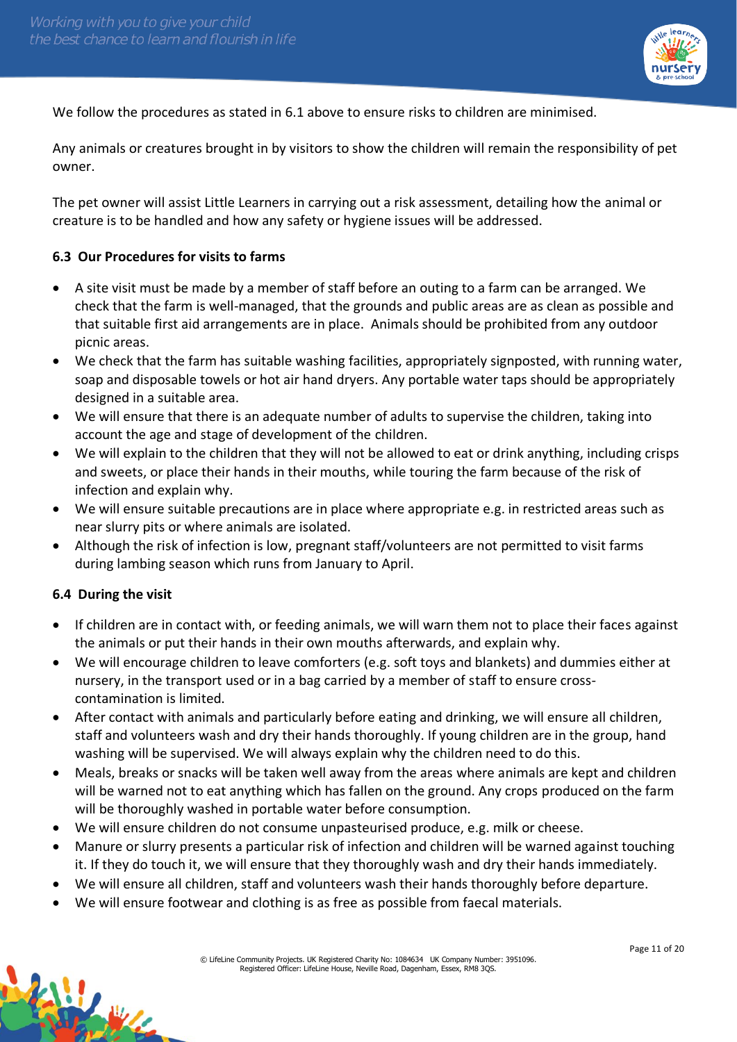We follow the procedures as stated in 6.1 above to ensure risks to children are minimised.

Any animals or creatures brought in by visitors to show the children will remain the responsibility of pet owner.

The pet owner will assist Little Learners in carrying out a risk assessment, detailing how the animal or creature is to be handled and how any safety or hygiene issues will be addressed.

### 6.3 Our Procedures for visits to farms

- A site visit must be made by a member of staff before an outing to a farm can be arranged. We check that the farm is well-managed, that the grounds and public areas are as clean as possible and that suitable first aid arrangements are in place. Animals should be prohibited from any outdoor picnic areas.
- We check that the farm has suitable washing facilities, appropriately signposted, with running water, soap and disposable towels or hot air hand dryers. Any portable water taps should be appropriately designed in a suitable area.
- We will ensure that there is an adequate number of adults to supervise the children, taking into account the age and stage of development of the children.
- We will explain to the children that they will not be allowed to eat or drink anything, including crisps and sweets, or place their hands in their mouths, while touring the farm because of the risk of infection and explain why.
- We will ensure suitable precautions are in place where appropriate e.g. in restricted areas such as near slurry pits or where animals are isolated.
- Although the risk of infection is low, pregnant staff/volunteers are not permitted to visit farms during lambing season which runs from January to April.

### 6.4 During the visit

- If children are in contact with, or feeding animals, we will warn them not to place their faces against the animals or put their hands in their own mouths afterwards, and explain why.
- We will encourage children to leave comforters (e.g. soft toys and blankets) and dummies either at nursery, in the transport used or in a bag carried by a member of staff to ensure cross-contamination is limited.
- After contact with animals and particularly before eating and drinking, we will ensure all children, staff and volunteers wash and dry their hands thoroughly. If young children are in the group, hand washing will be supervised. We will always explain why the children need to do this.
- Meals, breaks or snacks will be taken well away from the areas where animals are kept and children will be warned not to eat anything which has fallen on the ground. Any crops produced on the farm will be thoroughly washed in portable water before consumption.
- We will ensure children do not consume unpasteurised produce, e.g. milk or cheese.
- Manure or slurry presents a particular risk of infection and children will be warned against touching it. If they do touch it, we will ensure that they thoroughly wash and dry their hands immediately.
- We will ensure all children, staff and volunteers wash their hands thoroughly before departure.
- We will ensure footwear and clothing is as free as possible from faecal materials.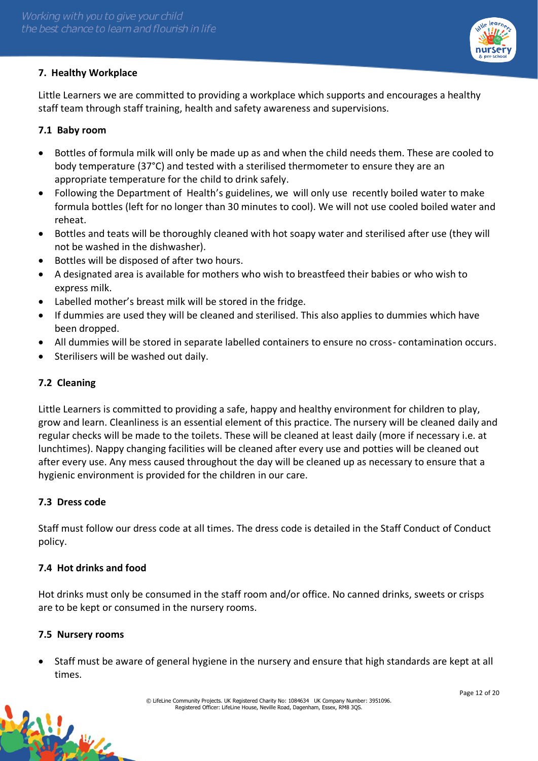## 7. Healthy Workplace

Little Learners we are committed to providing a workplace which supports and encourages a healthy staff team through staff training, health and safety awareness and supervisions.

### 7.1 Baby room

- Bottles of formula milk will only be made up as and when the child needs them. These are cooled to body temperature (37°C) and tested with a sterilised thermometer to ensure they are an appropriate temperature for the child to drink safely.
- Following the Department of Health's guidelines, we will only use recently boiled water to make formula bottles (left for no longer than 30 minutes to cool). We will not use cooled boiled water and reheat.
- Bottles and teats will be thoroughly cleaned with hot soapy water and sterilised after use (they will not be washed in the dishwasher).
- Bottles will be disposed of after two hours.
- A designated area is available for mothers who wish to breastfeed their babies or who wish to express milk.
- Labelled mother's breast milk will be stored in the fridge.
- If dummies are used they will be cleaned and sterilised. This also applies to dummies which have been dropped.
- All dummies will be stored in separate labelled containers to ensure no cross- contamination occurs.
- Sterilisers will be washed out daily.

### 7.2 Cleaning

Little Learners is committed to providing a safe, happy and healthy environment for children to play, grow and learn. Cleanliness is an essential element of this practice. The nursery will be cleaned daily and regular checks will be made to the toilets. These will be cleaned at least daily (more if necessary i.e. at lunchtimes). Nappy changing facilities will be cleaned after every use and potties will be cleaned out after every use. Any mess caused throughout the day will be cleaned up as necessary to ensure that a hygienic environment is provided for the children in our care.

### 7.3 Dress code

Staff must follow our dress code at all times. The dress code is detailed in the Staff Conduct of Conduct policy.

### 7.4 Hot drinks and food

Hot drinks must only be consumed in the staff room and/or office. No canned drinks, sweets or crisps are to be kept or consumed in the nursery rooms.

### 7.5 Nursery rooms

- Staff must be aware of general hygiene in the nursery and ensure that high standards are kept at all times.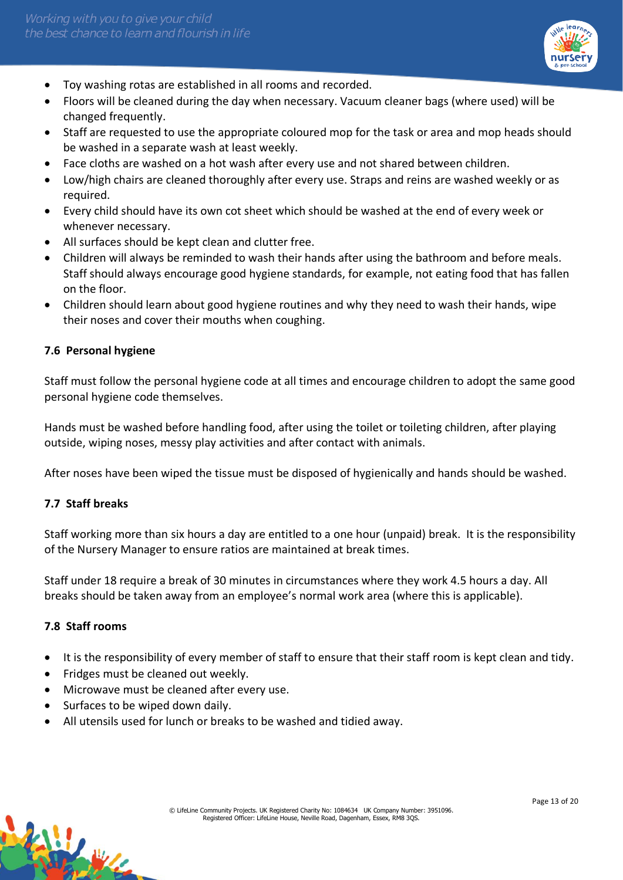- Toy washing rotas are established in all rooms and recorded.
- Floors will be cleaned during the day when necessary. Vacuum cleaner bags (where used) will be changed frequently.
- Staff are requested to use the appropriate coloured mop for the task or area and mop heads should be washed in a separate wash at least weekly.
- Face cloths are washed on a hot wash after every use and not shared between children.
- Low/high chairs are cleaned thoroughly after every use. Straps and reins are washed weekly or as required.
- Every child should have its own cot sheet which should be washed at the end of every week or whenever necessary.
- All surfaces should be kept clean and clutter free.
- Children will always be reminded to wash their hands after using the bathroom and before meals. Staff should always encourage good hygiene standards, for example, not eating food that has fallen on the floor.
- Children should learn about good hygiene routines and why they need to wash their hands, wipe their noses and cover their mouths when coughing.

### 7.6 Personal hygiene

Staff must follow the personal hygiene code at all times and encourage children to adopt the same good personal hygiene code themselves.

Hands must be washed before handling food, after using the toilet or toileting children, after playing outside, wiping noses, messy play activities and after contact with animals.

After noses have been wiped the tissue must be disposed of hygienically and hands should be washed.

### 7.7 Staff breaks

Staff working more than six hours a day are entitled to a one hour (unpaid) break. It is the responsibility of the Nursery Manager to ensure ratios are maintained at break times.

Staff under 18 require a break of 30 minutes in circumstances where they work 4.5 hours a day. All breaks should be taken away from an employee's normal work area (where this is applicable).

### 7.8 Staff rooms

- It is the responsibility of every member of staff to ensure that their staff room is kept clean and tidy.
- Fridges must be cleaned out weekly.
- Microwave must be cleaned after every use.
- Surfaces to be wiped down daily.
- All utensils used for lunch or breaks to be washed and tidied away.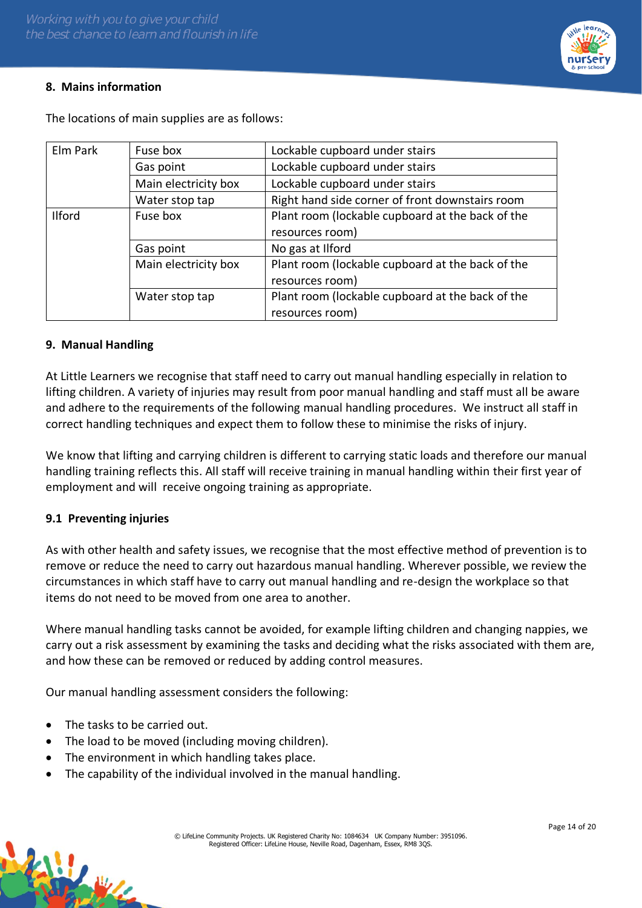## 8. Mains information

The locations of main supplies are as follows:

| | | |
|---|---|---|
| Elm Park | Fuse box | Lockable cupboard under stairs |
| | Gas point | Lockable cupboard under stairs |
| | Main electricity box | Lockable cupboard under stairs |
| | Water stop tap | Right hand side corner of front downstairs room |
| Ilford | Fuse box | Plant room (lockable cupboard at the back of the resources room) |
| | Gas point | No gas at Ilford |
| | Main electricity box | Plant room (lockable cupboard at the back of the resources room) |
| | Water stop tap | Plant room (lockable cupboard at the back of the resources room) |

## 9. Manual Handling

At Little Learners we recognise that staff need to carry out manual handling especially in relation to lifting children. A variety of injuries may result from poor manual handling and staff must all be aware and adhere to the requirements of the following manual handling procedures. We instruct all staff in correct handling techniques and expect them to follow these to minimise the risks of injury.

We know that lifting and carrying children is different to carrying static loads and therefore our manual handling training reflects this. All staff will receive training in manual handling within their first year of employment and will receive ongoing training as appropriate.

### 9.1 Preventing injuries

As with other health and safety issues, we recognise that the most effective method of prevention is to remove or reduce the need to carry out hazardous manual handling. Wherever possible, we review the circumstances in which staff have to carry out manual handling and re-design the workplace so that items do not need to be moved from one area to another.

Where manual handling tasks cannot be avoided, for example lifting children and changing nappies, we carry out a risk assessment by examining the tasks and deciding what the risks associated with them are, and how these can be removed or reduced by adding control measures.

Our manual handling assessment considers the following:

- The tasks to be carried out.
- The load to be moved (including moving children).
- The environment in which handling takes place.
- The capability of the individual involved in the manual handling.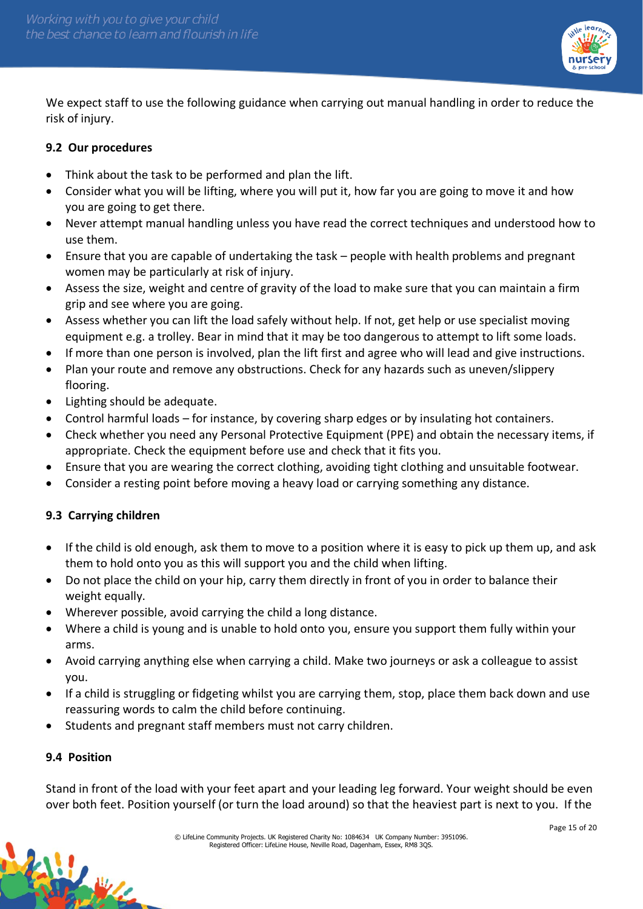We expect staff to use the following guidance when carrying out manual handling in order to reduce the risk of injury.

### 9.2 Our procedures

- Think about the task to be performed and plan the lift.
- Consider what you will be lifting, where you will put it, how far you are going to move it and how you are going to get there.
- Never attempt manual handling unless you have read the correct techniques and understood how to use them.
- Ensure that you are capable of undertaking the task – people with health problems and pregnant women may be particularly at risk of injury.
- Assess the size, weight and centre of gravity of the load to make sure that you can maintain a firm grip and see where you are going.
- Assess whether you can lift the load safely without help. If not, get help or use specialist moving equipment e.g. a trolley. Bear in mind that it may be too dangerous to attempt to lift some loads.
- If more than one person is involved, plan the lift first and agree who will lead and give instructions.
- Plan your route and remove any obstructions. Check for any hazards such as uneven/slippery flooring.
- Lighting should be adequate.
- Control harmful loads – for instance, by covering sharp edges or by insulating hot containers.
- Check whether you need any Personal Protective Equipment (PPE) and obtain the necessary items, if appropriate. Check the equipment before use and check that it fits you.
- Ensure that you are wearing the correct clothing, avoiding tight clothing and unsuitable footwear.
- Consider a resting point before moving a heavy load or carrying something any distance.

### 9.3 Carrying children

- If the child is old enough, ask them to move to a position where it is easy to pick up them up, and ask them to hold onto you as this will support you and the child when lifting.
- Do not place the child on your hip, carry them directly in front of you in order to balance their weight equally.
- Wherever possible, avoid carrying the child a long distance.
- Where a child is young and is unable to hold onto you, ensure you support them fully within your arms.
- Avoid carrying anything else when carrying a child. Make two journeys or ask a colleague to assist you.
- If a child is struggling or fidgeting whilst you are carrying them, stop, place them back down and use reassuring words to calm the child before continuing.
- Students and pregnant staff members must not carry children.

### 9.4 Position

Stand in front of the load with your feet apart and your leading leg forward. Your weight should be even over both feet. Position yourself (or turn the load around) so that the heaviest part is next to you. If the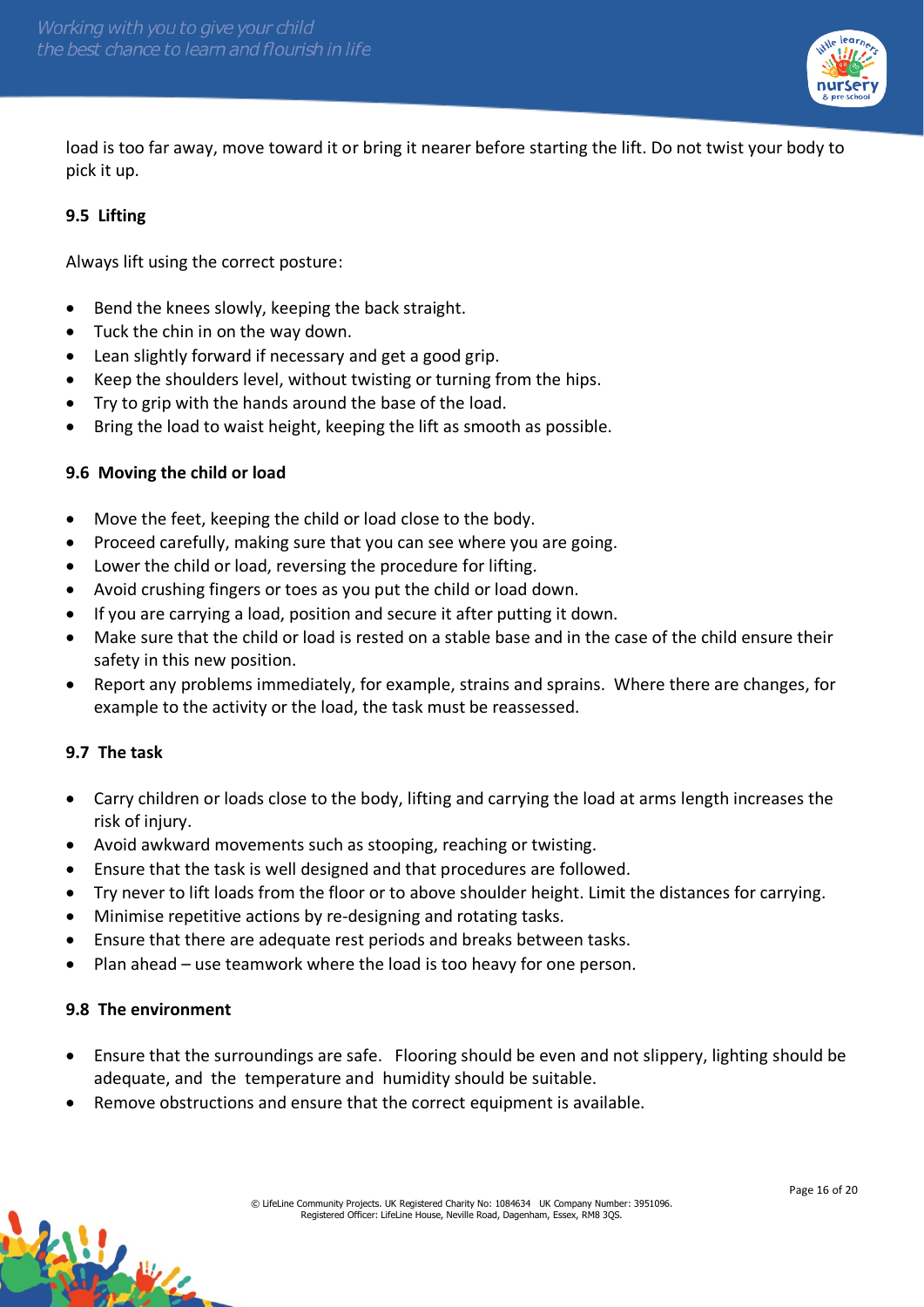load is too far away, move toward it or bring it nearer before starting the lift. Do not twist your body to pick it up.

### 9.5 Lifting

Always lift using the correct posture:

- Bend the knees slowly, keeping the back straight.
- Tuck the chin in on the way down.
- Lean slightly forward if necessary and get a good grip.
- Keep the shoulders level, without twisting or turning from the hips.
- Try to grip with the hands around the base of the load.
- Bring the load to waist height, keeping the lift as smooth as possible.

### 9.6 Moving the child or load

- Move the feet, keeping the child or load close to the body.
- Proceed carefully, making sure that you can see where you are going.
- Lower the child or load, reversing the procedure for lifting.
- Avoid crushing fingers or toes as you put the child or load down.
- If you are carrying a load, position and secure it after putting it down.
- Make sure that the child or load is rested on a stable base and in the case of the child ensure their safety in this new position.
- Report any problems immediately, for example, strains and sprains. Where there are changes, for example to the activity or the load, the task must be reassessed.

### 9.7 The task

- Carry children or loads close to the body, lifting and carrying the load at arms length increases the risk of injury.
- Avoid awkward movements such as stooping, reaching or twisting.
- Ensure that the task is well designed and that procedures are followed.
- Try never to lift loads from the floor or to above shoulder height. Limit the distances for carrying.
- Minimise repetitive actions by re-designing and rotating tasks.
- Ensure that there are adequate rest periods and breaks between tasks.
- Plan ahead – use teamwork where the load is too heavy for one person.

### 9.8 The environment

- Ensure that the surroundings are safe. Flooring should be even and not slippery, lighting should be adequate, and the temperature and humidity should be suitable.
- Remove obstructions and ensure that the correct equipment is available.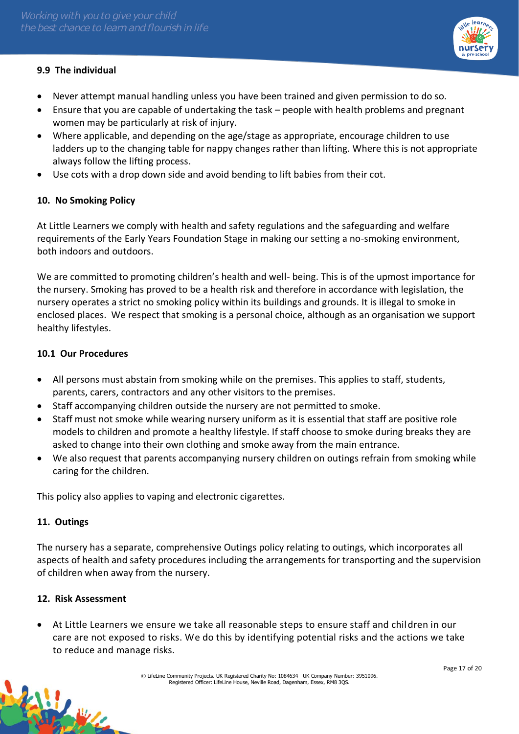### 9.9 The individual

- Never attempt manual handling unless you have been trained and given permission to do so.
- Ensure that you are capable of undertaking the task – people with health problems and pregnant women may be particularly at risk of injury.
- Where applicable, and depending on the age/stage as appropriate, encourage children to use ladders up to the changing table for nappy changes rather than lifting. Where this is not appropriate always follow the lifting process.
- Use cots with a drop down side and avoid bending to lift babies from their cot.

## 10. No Smoking Policy

At Little Learners we comply with health and safety regulations and the safeguarding and welfare requirements of the Early Years Foundation Stage in making our setting a no-smoking environment, both indoors and outdoors.

We are committed to promoting children's health and well- being. This is of the upmost importance for the nursery. Smoking has proved to be a health risk and therefore in accordance with legislation, the nursery operates a strict no smoking policy within its buildings and grounds. It is illegal to smoke in enclosed places. We respect that smoking is a personal choice, although as an organisation we support healthy lifestyles.

### 10.1 Our Procedures

- All persons must abstain from smoking while on the premises. This applies to staff, students, parents, carers, contractors and any other visitors to the premises.
- Staff accompanying children outside the nursery are not permitted to smoke.
- Staff must not smoke while wearing nursery uniform as it is essential that staff are positive role models to children and promote a healthy lifestyle. If staff choose to smoke during breaks they are asked to change into their own clothing and smoke away from the main entrance.
- We also request that parents accompanying nursery children on outings refrain from smoking while caring for the children.

This policy also applies to vaping and electronic cigarettes.

## 11. Outings

The nursery has a separate, comprehensive Outings policy relating to outings, which incorporates all aspects of health and safety procedures including the arrangements for transporting and the supervision of children when away from the nursery.

## 12. Risk Assessment

- At Little Learners we ensure we take all reasonable steps to ensure staff and children in our care are not exposed to risks. We do this by identifying potential risks and the actions we take to reduce and manage risks.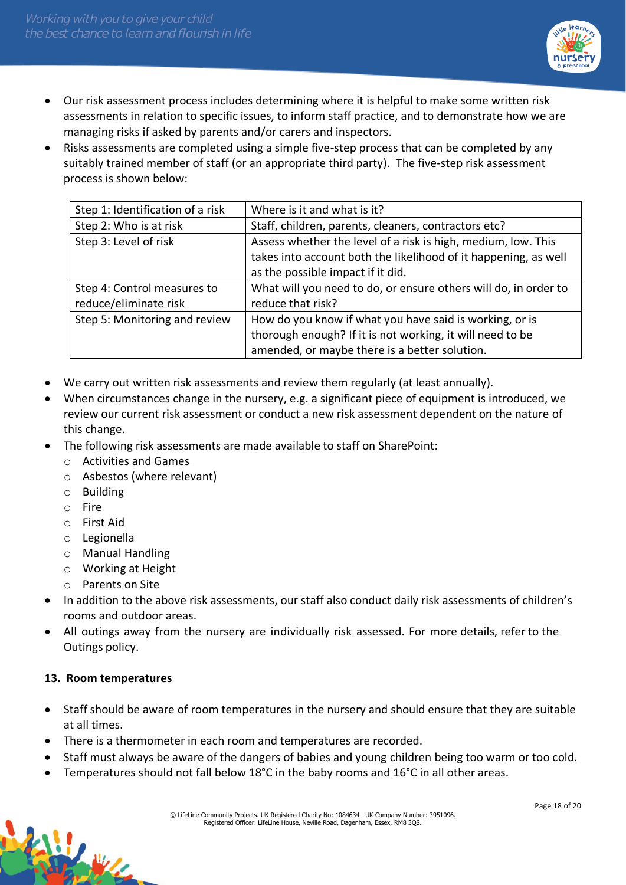- Our risk assessment process includes determining where it is helpful to make some written risk assessments in relation to specific issues, to inform staff practice, and to demonstrate how we are managing risks if asked by parents and/or carers and inspectors.
- Risks assessments are completed using a simple five-step process that can be completed by any suitably trained member of staff (or an appropriate third party). The five-step risk assessment process is shown below:

| Step 1: Identification of a risk | Where is it and what is it? |
|---|---|
| Step 2: Who is at risk | Staff, children, parents, cleaners, contractors etc? |
| Step 3: Level of risk | Assess whether the level of a risk is high, medium, low. This takes into account both the likelihood of it happening, as well as the possible impact if it did. |
| Step 4: Control measures to reduce/eliminate risk | What will you need to do, or ensure others will do, in order to reduce that risk? |
| Step 5: Monitoring and review | How do you know if what you have said is working, or is thorough enough? If it is not working, it will need to be amended, or maybe there is a better solution. |

- We carry out written risk assessments and review them regularly (at least annually).
- When circumstances change in the nursery, e.g. a significant piece of equipment is introduced, we review our current risk assessment or conduct a new risk assessment dependent on the nature of this change.
- The following risk assessments are made available to staff on SharePoint:
  - Activities and Games
  - Asbestos (where relevant)
  - Building
  - Fire
  - First Aid
  - Legionella
  - Manual Handling
  - Working at Height
  - Parents on Site
- In addition to the above risk assessments, our staff also conduct daily risk assessments of children's rooms and outdoor areas.
- All outings away from the nursery are individually risk assessed. For more details, refer to the Outings policy.

## 13. Room temperatures

- Staff should be aware of room temperatures in the nursery and should ensure that they are suitable at all times.
- There is a thermometer in each room and temperatures are recorded.
- Staff must always be aware of the dangers of babies and young children being too warm or too cold.
- Temperatures should not fall below 18°C in the baby rooms and 16°C in all other areas.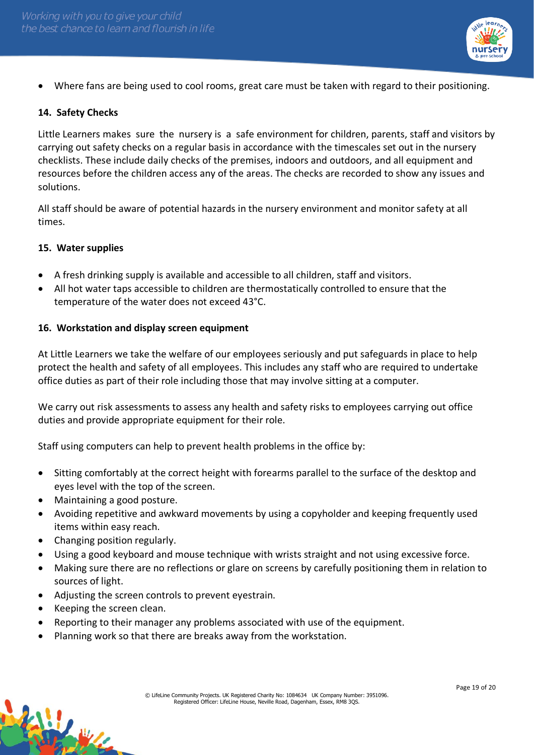- Where fans are being used to cool rooms, great care must be taken with regard to their positioning.

### 14. Safety Checks

Little Learners makes sure the nursery is a safe environment for children, parents, staff and visitors by carrying out safety checks on a regular basis in accordance with the timescales set out in the nursery checklists. These include daily checks of the premises, indoors and outdoors, and all equipment and resources before the children access any of the areas. The checks are recorded to show any issues and solutions.

All staff should be aware of potential hazards in the nursery environment and monitor safety at all times.

### 15. Water supplies

- A fresh drinking supply is available and accessible to all children, staff and visitors.
- All hot water taps accessible to children are thermostatically controlled to ensure that the temperature of the water does not exceed 43°C.

### 16. Workstation and display screen equipment

At Little Learners we take the welfare of our employees seriously and put safeguards in place to help protect the health and safety of all employees. This includes any staff who are required to undertake office duties as part of their role including those that may involve sitting at a computer.

We carry out risk assessments to assess any health and safety risks to employees carrying out office duties and provide appropriate equipment for their role.

Staff using computers can help to prevent health problems in the office by:

- Sitting comfortably at the correct height with forearms parallel to the surface of the desktop and eyes level with the top of the screen.
- Maintaining a good posture.
- Avoiding repetitive and awkward movements by using a copyholder and keeping frequently used items within easy reach.
- Changing position regularly.
- Using a good keyboard and mouse technique with wrists straight and not using excessive force.
- Making sure there are no reflections or glare on screens by carefully positioning them in relation to sources of light.
- Adjusting the screen controls to prevent eyestrain.
- Keeping the screen clean.
- Reporting to their manager any problems associated with use of the equipment.
- Planning work so that there are breaks away from the workstation.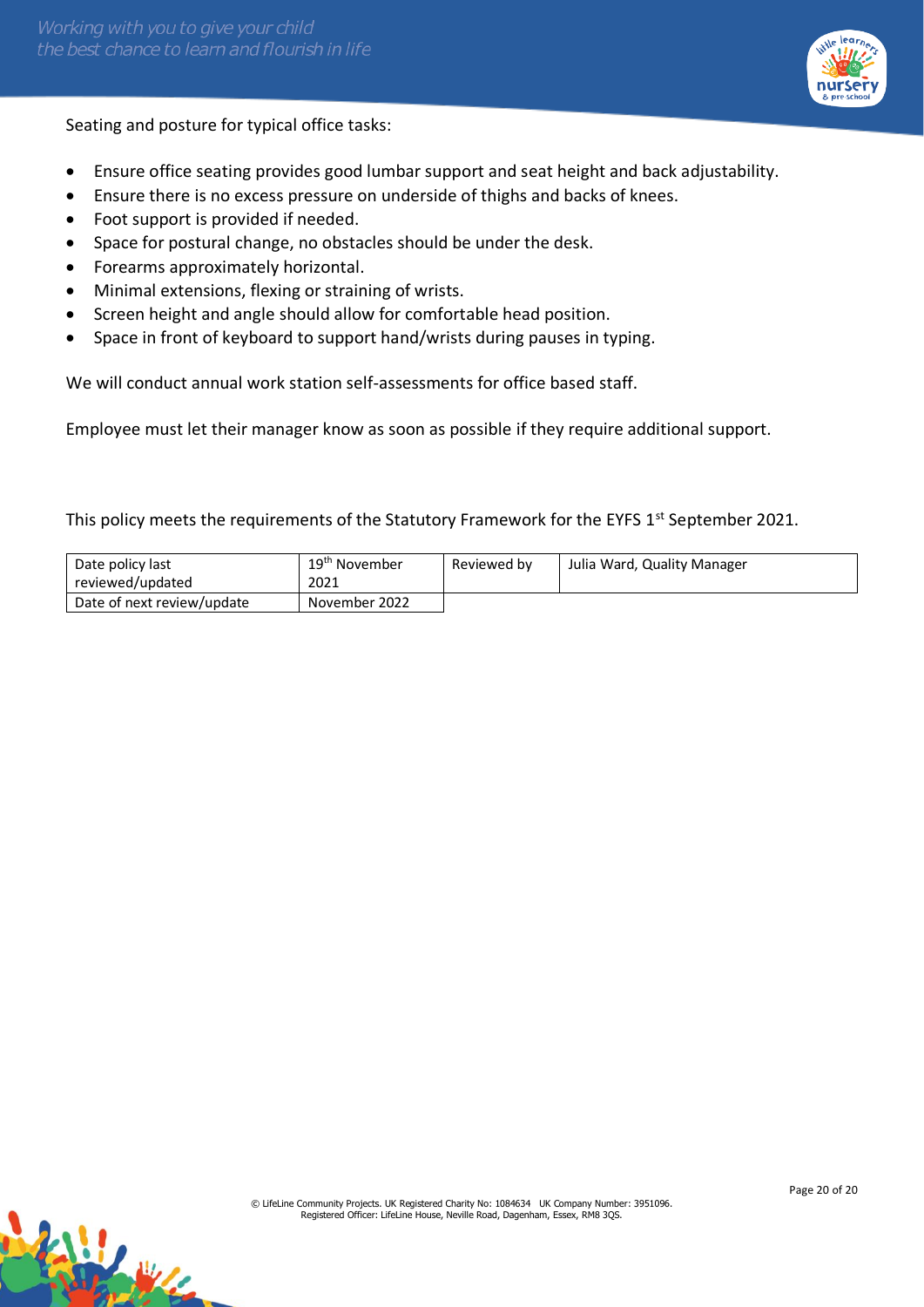Seating and posture for typical office tasks:

- Ensure office seating provides good lumbar support and seat height and back adjustability.
- Ensure there is no excess pressure on underside of thighs and backs of knees.
- Foot support is provided if needed.
- Space for postural change, no obstacles should be under the desk.
- Forearms approximately horizontal.
- Minimal extensions, flexing or straining of wrists.
- Screen height and angle should allow for comfortable head position.
- Space in front of keyboard to support hand/wrists during pauses in typing.

We will conduct annual work station self-assessments for office based staff.

Employee must let their manager know as soon as possible if they require additional support.

This policy meets the requirements of the Statutory Framework for the EYFS 1st September 2021.

| | | | |
|---|---|---|---|
| Date policy last reviewed/updated | 19th November 2021 | Reviewed by | Julia Ward, Quality Manager |
| Date of next review/update | November 2022 | | |

© LifeLine Community Projects. UK Registered Charity No: 1084634 UK Company Number: 3951096.
Registered Officer: LifeLine House, Neville Road, Dagenham, Essex, RM8 3QS.